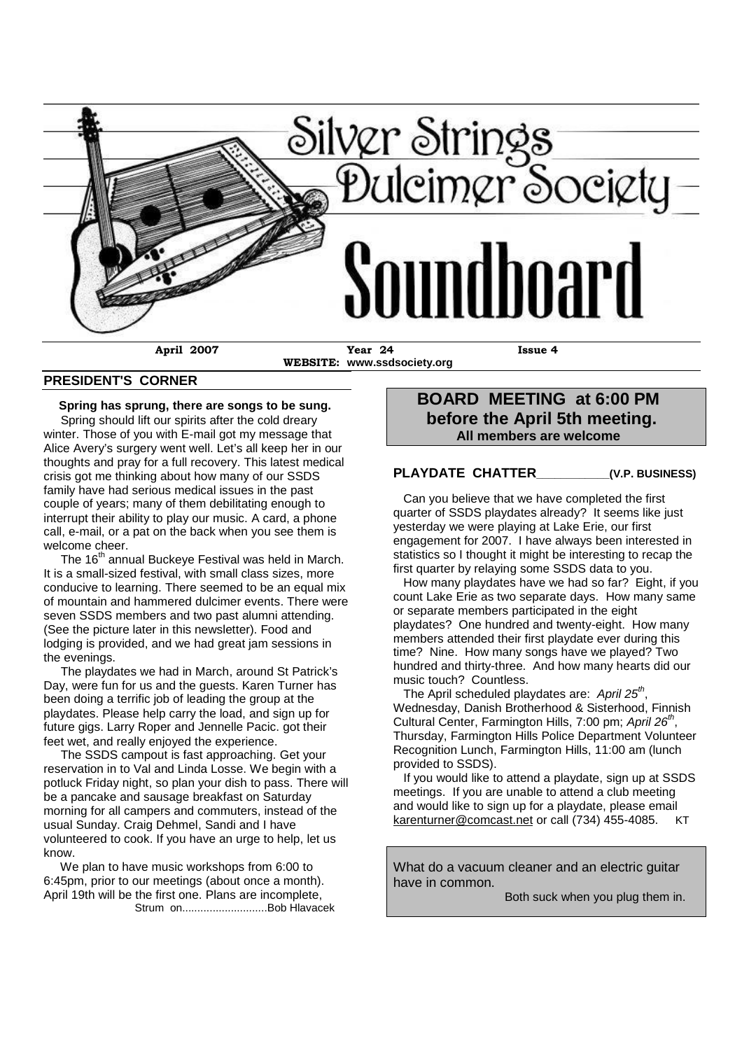# Silver Strings Dulcimer Society

# Soundboard

**April 2007** **Year 24** **Issue 4**

**WEBSITE: www.ssdsociety.org**

## PRESIDENT'S CORNER

**Spring has sprung, there are songs to be sung.**

Spring should lift our spirits after the cold dreary winter. Those of you with E-mail got my message that Alice Avery's surgery went well. Let's all keep her in our thoughts and pray for a full recovery. This latest medical crisis got me thinking about how many of our SSDS family have had serious medical issues in the past couple of years; many of them debilitating enough to interrupt their ability to play our music. A card, a phone call, e-mail, or a pat on the back when you see them is welcome cheer.

The 16th annual Buckeye Festival was held in March. It is a small-sized festival, with small class sizes, more conducive to learning. There seemed to be an equal mix of mountain and hammered dulcimer events. There were seven SSDS members and two past alumni attending. (See the picture later in this newsletter). Food and lodging is provided, and we had great jam sessions in the evenings.

The playdates we had in March, around St Patrick's Day, were fun for us and the guests. Karen Turner has been doing a terrific job of leading the group at the playdates. Please help carry the load, and sign up for future gigs. Larry Roper and Jennelle Pacic. got their feet wet, and really enjoyed the experience.

The SSDS campout is fast approaching. Get your reservation in to Val and Linda Losse. We begin with a potluck Friday night, so plan your dish to pass. There will be a pancake and sausage breakfast on Saturday morning for all campers and commuters, instead of the usual Sunday. Craig Dehmel, Sandi and I have volunteered to cook. If you have an urge to help, let us know.

We plan to have music workshops from 6:00 to 6:45pm, prior to our meetings (about once a month). April 19th will be the first one. Plans are incomplete,

Strum on............................Bob Hlavacek

## BOARD MEETING at 6:00 PM before the April 5th meeting.

**All members are welcome**

## PLAYDATE CHATTER__________(V.P. BUSINESS)

Can you believe that we have completed the first quarter of SSDS playdates already? It seems like just yesterday we were playing at Lake Erie, our first engagement for 2007. I have always been interested in statistics so I thought it might be interesting to recap the first quarter by relaying some SSDS data to you.

How many playdates have we had so far? Eight, if you count Lake Erie as two separate days. How many same or separate members participated in the eight playdates? One hundred and twenty-eight. How many members attended their first playdate ever during this time? Nine. How many songs have we played? Two hundred and thirty-three. And how many hearts did our music touch? Countless.

The April scheduled playdates are: *April 25th*, Wednesday, Danish Brotherhood & Sisterhood, Finnish Cultural Center, Farmington Hills, 7:00 pm; *April 26th*, Thursday, Farmington Hills Police Department Volunteer Recognition Lunch, Farmington Hills, 11:00 am (lunch provided to SSDS).

If you would like to attend a playdate, sign up at SSDS meetings. If you are unable to attend a club meeting and would like to sign up for a playdate, please email karenturner@comcast.net or call (734) 455-4085. KT

What do a vacuum cleaner and an electric guitar have in common.

Both suck when you plug them in.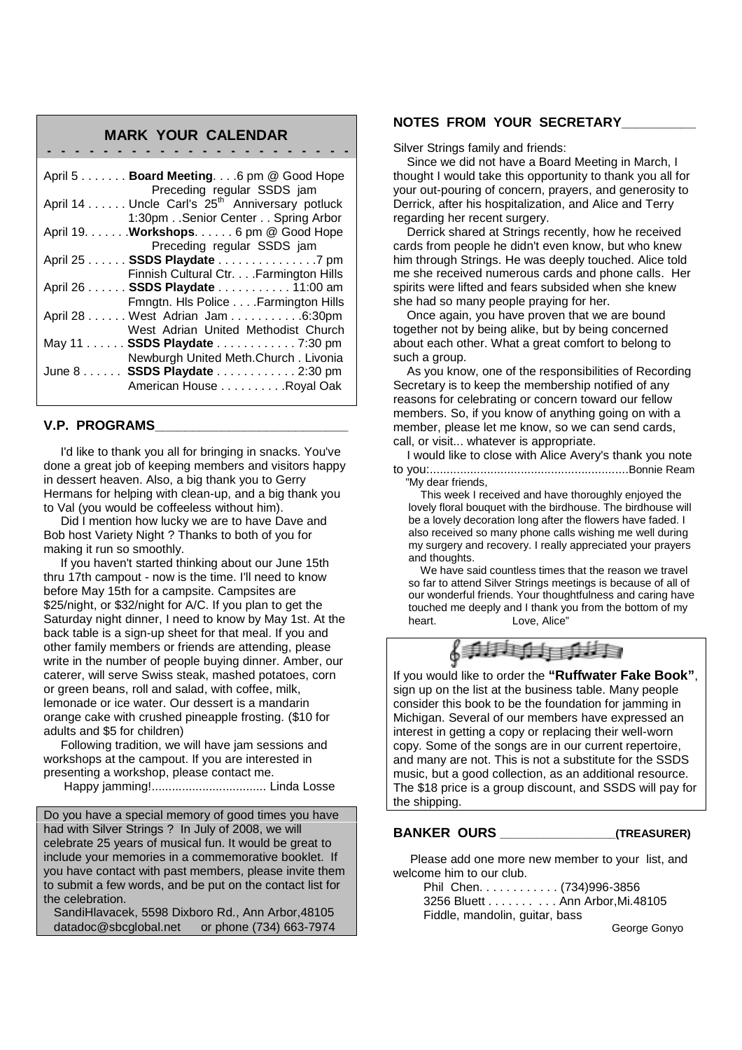## MARK YOUR CALENDAR

| | | |
|---|---|---|
| April 5 | **Board Meeting**. 6 pm @ Good Hope | Preceding regular SSDS jam |
| April 14 | Uncle Carl's 25th Anniversary potluck | 1:30pm . .Senior Center . . Spring Arbor |
| April 19 | **Workshops**. 6 pm @ Good Hope | Preceding regular SSDS jam |
| April 25 | **SSDS Playdate** 7 pm | Finnish Cultural Ctr. . . .Farmington Hills |
| April 26 | **SSDS Playdate** 11:00 am | Fmngtn. Hls Police . . . .Farmington Hills |
| April 28 | West Adrian Jam 6:30pm | West Adrian United Methodist Church |
| May 11 | **SSDS Playdate** 7:30 pm | Newburgh United Meth.Church . Livonia |
| June 8 | **SSDS Playdate** 2:30 pm | American House . . . . . . . . . .Royal Oak |

## V.P. PROGRAMS

I'd like to thank you all for bringing in snacks. You've done a great job of keeping members and visitors happy in dessert heaven. Also, a big thank you to Gerry Hermans for helping with clean-up, and a big thank you to Val (you would be coffeeless without him).

Did I mention how lucky we are to have Dave and Bob host Variety Night ? Thanks to both of you for making it run so smoothly.

If you haven't started thinking about our June 15th thru 17th campout - now is the time. I'll need to know before May 15th for a campsite. Campsites are $25/night, or $32/night for A/C. If you plan to get the Saturday night dinner, I need to know by May 1st. At the back table is a sign-up sheet for that meal. If you and other family members or friends are attending, please write in the number of people buying dinner. Amber, our caterer, will serve Swiss steak, mashed potatoes, corn or green beans, roll and salad, with coffee, milk, lemonade or ice water. Our dessert is a mandarin orange cake with crushed pineapple frosting. ($10 for adults and $5 for children)

Following tradition, we will have jam sessions and workshops at the campout. If you are interested in presenting a workshop, please contact me.

Happy jamming!.................................. Linda Losse

Do you have a special memory of good times you have had with Silver Strings ? In July of 2008, we will celebrate 25 years of musical fun. It would be great to include your memories in a commemorative booklet. If you have contact with past members, please invite them to submit a few words, and be put on the contact list for the celebration.

SandiHlavacek, 5598 Dixboro Rd., Ann Arbor,48105
datadoc@sbcglobal.net or phone (734) 663-7974

## NOTES FROM YOUR SECRETARY

Silver Strings family and friends:

Since we did not have a Board Meeting in March, I thought I would take this opportunity to thank you all for your out-pouring of concern, prayers, and generosity to Derrick, after his hospitalization, and Alice and Terry regarding her recent surgery.

Derrick shared at Strings recently, how he received cards from people he didn't even know, but who knew him through Strings. He was deeply touched. Alice told me she received numerous cards and phone calls. Her spirits were lifted and fears subsided when she knew she had so many people praying for her.

Once again, you have proven that we are bound together not by being alike, but by being concerned about each other. What a great comfort to belong to such a group.

As you know, one of the responsibilities of Recording Secretary is to keep the membership notified of any reasons for celebrating or concern toward our fellow members. So, if you know of anything going on with a member, please let me know, so we can send cards, call, or visit... whatever is appropriate.

I would like to close with Alice Avery's thank you note to you:...........................................................Bonnie Ream

"My dear friends,

This week I received and have thoroughly enjoyed the lovely floral bouquet with the birdhouse. The birdhouse will be a lovely decoration long after the flowers have faded. I also received so many phone calls wishing me well during my surgery and recovery. I really appreciated your prayers and thoughts.

We have said countless times that the reason we travel so far to attend Silver Strings meetings is because of all of our wonderful friends. Your thoughtfulness and caring have touched me deeply and I thank you from the bottom of my heart. Love, Alice"

If you would like to order the **"Ruffwater Fake Book"**, sign up on the list at the business table. Many people consider this book to be the foundation for jamming in Michigan. Several of our members have expressed an interest in getting a copy or replacing their well-worn copy. Some of the songs are in our current repertoire, and many are not. This is not a substitute for the SSDS music, but a good collection, as an additional resource. The $18 price is a group discount, and SSDS will pay for the shipping.

## BANKER OURS (TREASURER)

Please add one more new member to your list, and welcome him to our club.

Phil Chen. . . . . . . . . . . . (734)996-3856
3256 Bluett . . . . . . . . . . . Ann Arbor,Mi.48105
Fiddle, mandolin, guitar, bass

George Gonyo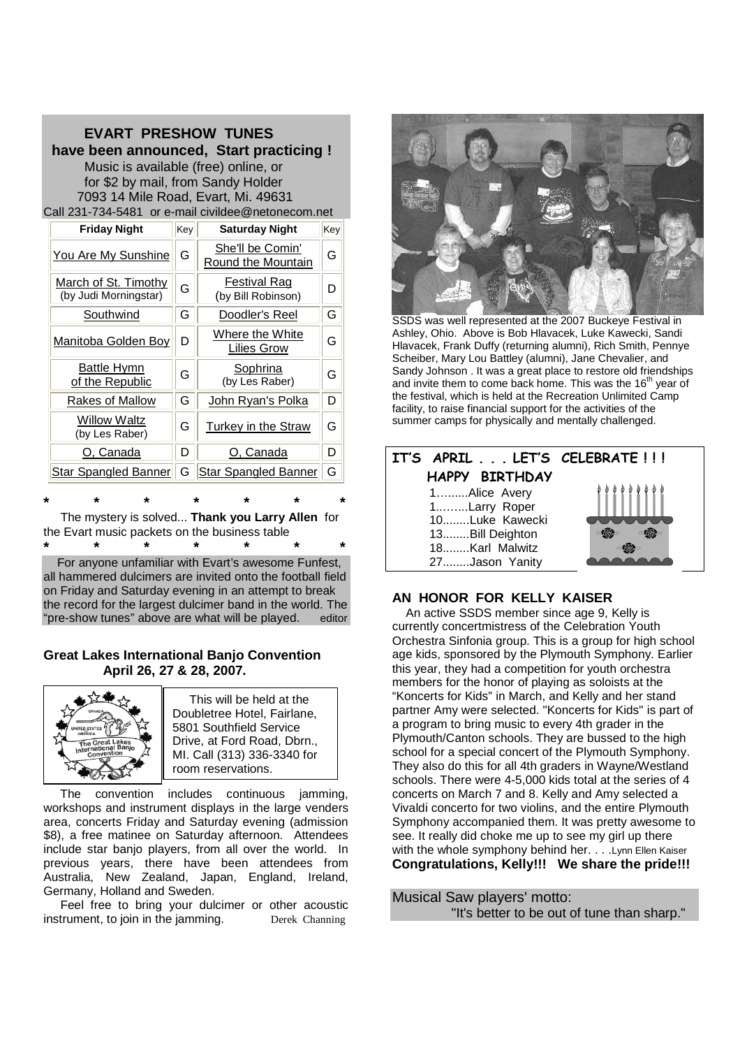## EVART PRESHOW TUNES

**have been announced, Start practicing !**

Music is available (free) online, or for $2 by mail, from Sandy Holder
7093 14 Mile Road, Evart, Mi. 49631
Call 231-734-5481 or e-mail civildee@netonecom.net

| Friday Night | Key | Saturday Night | Key |
|---|---|---|---|
| You Are My Sunshine | G | She'll be Comin' Round the Mountain | G |
| March of St. Timothy (by Judi Morningstar) | G | Festival Rag (by Bill Robinson) | D |
| Southwind | G | Doodler's Reel | G |
| Manitoba Golden Boy | D | Where the White Lilies Grow | G |
| Battle Hymn of the Republic | G | Sophrina (by Les Raber) | G |
| Rakes of Mallow | G | John Ryan's Polka | D |
| Willow Waltz (by Les Raber) | G | Turkey in the Straw | G |
| O, Canada | D | O, Canada | D |
| Star Spangled Banner | G | Star Spangled Banner | G |

\* \* \* \* \* \* \*

The mystery is solved... **Thank you Larry Allen** for the Evart music packets on the business table

\* \* \* \* \* \* \*

For anyone unfamiliar with Evart's awesome Funfest, all hammered dulcimers are invited onto the football field on Friday and Saturday evening in an attempt to break the record for the largest dulcimer band in the world. The "pre-show tunes" above are what will be played. editor

### Great Lakes International Banjo Convention April 26, 27 & 28, 2007.

This will be held at the Doubletree Hotel, Fairlane, 5801 Southfield Service Drive, at Ford Road, Dbrn., MI. Call (313) 336-3340 for room reservations.

The convention includes continuous jamming, workshops and instrument displays in the large venders area, concerts Friday and Saturday evening (admission $8), a free matinee on Saturday afternoon. Attendees include star banjo players, from all over the world. In previous years, there have been attendees from Australia, New Zealand, Japan, England, Ireland, Germany, Holland and Sweden.

Feel free to bring your dulcimer or other acoustic instrument, to join in the jamming. Derek Channing

SSDS was well represented at the 2007 Buckeye Festival in Ashley, Ohio. Above is Bob Hlavacek, Luke Kawecki, Sandi Hlavacek, Frank Duffy (returning alumni), Rich Smith, Pennye Scheiber, Mary Lou Battley (alumni), Jane Chevalier, and Sandy Johnson . It was a great place to restore old friendships and invite them to come back home. This was the 16th year of the festival, which is held at the Recreation Unlimited Camp facility, to raise financial support for the activities of the summer camps for physically and mentally challenged.

## IT'S APRIL . . . LET'S CELEBRATE ! ! !

### HAPPY BIRTHDAY

1.........Alice Avery
1.........Larry Roper
10........Luke Kawecki
13........Bill Deighton
18........Karl Malwitz
27........Jason Yanity

### AN HONOR FOR KELLY KAISER

An active SSDS member since age 9, Kelly is currently concertmistress of the Celebration Youth Orchestra Sinfonia group. This is a group for high school age kids, sponsored by the Plymouth Symphony. Earlier this year, they had a competition for youth orchestra members for the honor of playing as soloists at the "Koncerts for Kids" in March, and Kelly and her stand partner Amy were selected. "Koncerts for Kids" is part of a program to bring music to every 4th grader in the Plymouth/Canton schools. They are bussed to the high school for a special concert of the Plymouth Symphony. They also do this for all 4th graders in Wayne/Westland schools. There were 4-5,000 kids total at the series of 4 concerts on March 7 and 8. Kelly and Amy selected a Vivaldi concerto for two violins, and the entire Plymouth Symphony accompanied them. It was pretty awesome to see. It really did choke me up to see my girl up there with the whole symphony behind her. . . .Lynn Ellen Kaiser

**Congratulations, Kelly!!! We share the pride!!!**

Musical Saw players' motto:
"It's better to be out of tune than sharp."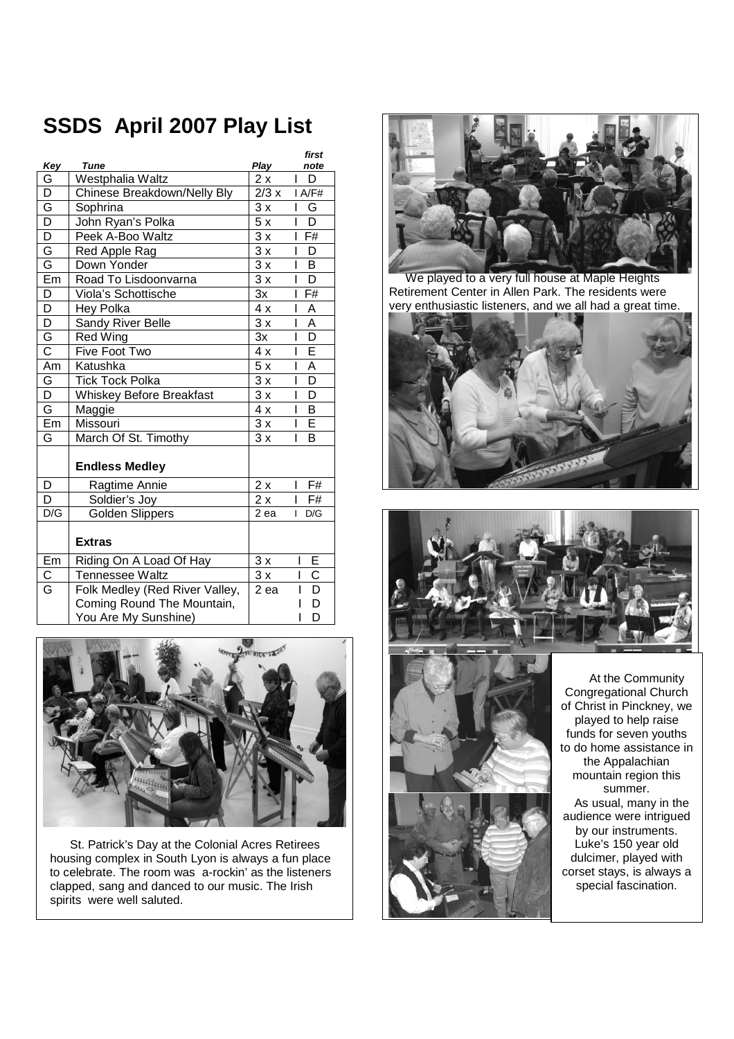# SSDS April 2007 Play List

| Key | Tune | Play | first note |
|---|---|---|---|
| G | Westphalia Waltz | 2 x | I D |
| D | Chinese Breakdown/Nelly Bly | 2/3 x | I A/F# |
| G | Sophrina | 3 x | I G |
| D | John Ryan's Polka | 5 x | I D |
| D | Peek A-Boo Waltz | 3 x | I F# |
| G | Red Apple Rag | 3 x | I D |
| G | Down Yonder | 3 x | I B |
| Em | Road To Lisdoonvarna | 3 x | I D |
| D | Viola's Schottische | 3x | I F# |
| D | Hey Polka | 4 x | I A |
| D | Sandy River Belle | 3 x | I A |
| G | Red Wing | 3x | I D |
| C | Five Foot Two | 4 x | I E |
| Am | Katushka | 5 x | I A |
| G | Tick Tock Polka | 3 x | I D |
| D | Whiskey Before Breakfast | 3 x | I D |
| G | Maggie | 4 x | I B |
| Em | Missouri | 3 x | I E |
| G | March Of St. Timothy | 3 x | I B |
| | **Endless Medley** | | |
| D | Ragtime Annie | 2 x | I F# |
| D | Soldier's Joy | 2 x | I F# |
| D/G | Golden Slippers | 2 ea | I D/G |
| | **Extras** | | |
| Em | Riding On A Load Of Hay | 3 x | I E |
| C | Tennessee Waltz | 3 x | I C |
| G | Folk Medley (Red River Valley, Coming Round The Mountain, You Are My Sunshine) | 2 ea | I D, I D, I D |

St. Patrick's Day at the Colonial Acres Retirees housing complex in South Lyon is always a fun place to celebrate. The room was a-rockin' as the listeners clapped, sang and danced to our music. The Irish spirits were well saluted.

We played to a very full house at Maple Heights Retirement Center in Allen Park. The residents were very enthusiastic listeners, and we all had a great time.

At the Community Congregational Church of Christ in Pinckney, we played to help raise funds for seven youths to do home assistance in the Appalachian mountain region this summer.

As usual, many in the audience were intrigued by our instruments. Luke's 150 year old dulcimer, played with corset stays, is always a special fascination.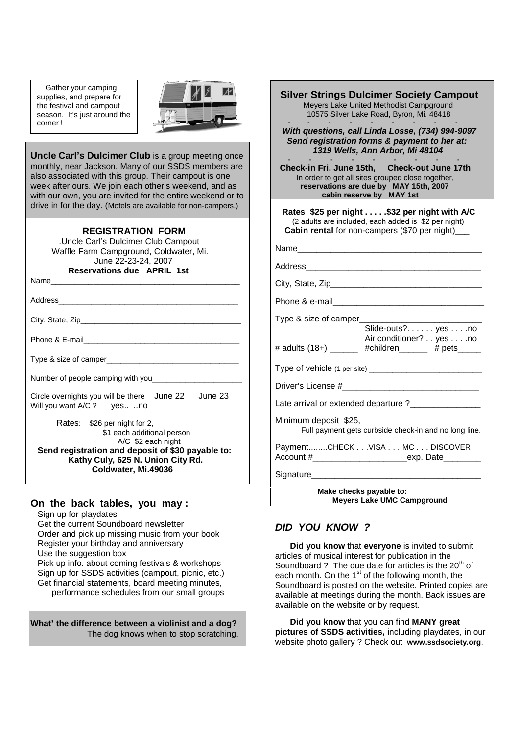Gather your camping supplies, and prepare for the festival and campout season. It's just around the corner !

**Uncle Carl's Dulcimer Club** is a group meeting once monthly, near Jackson. Many of our SSDS members are also associated with this group. Their campout is one week after ours. We join each other's weekend, and as with our own, you are invited for the entire weekend or to drive in for the day. (Motels are available for non-campers.)

## REGISTRATION FORM

.Uncle Carl's Dulcimer Club Campout
Waffle Farm Campground, Coldwater, Mi.
June 22-23-24, 2007
**Reservations due APRIL 1st**

Name____________________________________________

Address__________________________________________

City, State, Zip_____________________________________

Phone & E-mail____________________________________

Type & size of camper_______________________________

Number of people camping with you_____________________

Circle overnights you will be there June 22 June 23
Will you want A/C ? yes.. ..no

Rates: $26 per night for 2,
$1 each additional person
A/C $2 each night

**Send registration and deposit of $30 payable to:**
**Kathy Culy, 625 N. Union City Rd.**
**Coldwater, Mi.49036**

### On the back tables, you may :

- Sign up for playdates
- Get the current Soundboard newsletter
- Order and pick up missing music from your book
- Register your birthday and anniversary
- Use the suggestion box
- Pick up info. about coming festivals & workshops
- Sign up for SSDS activities (campout, picnic, etc.)
- Get financial statements, board meeting minutes, performance schedules from our small groups

**What' the difference between a violinist and a dog?**
The dog knows when to stop scratching.

## Silver Strings Dulcimer Society Campout

Meyers Lake United Methodist Campground
10575 Silver Lake Road, Byron, Mi. 48418

***With questions, call Linda Losse, (734) 994-9097***
***Send registration forms & payment to her at:***
***1319 Wells, Ann Arbor, Mi 48104***

**Check-in Fri. June 15th, Check-out June 17th**
In order to get all sites grouped close together,
**reservations are due by MAY 15th, 2007**
**cabin reserve by MAY 1st**

**Rates $25 per night . . . . .$32 per night with A/C**
(2 adults are included, each added is $2 per night)
**Cabin rental** for non-campers ($70 per night)___

Name_______________________________________

Address_____________________________________

City, State, Zip________________________________

Phone & e-mail_______________________________

Type & size of camper__________________________
Slide-outs?. . . . . . yes . . . .no
Air conditioner? . . yes . . . .no

# adults (18+) ______ #children______ # pets_____

Type of vehicle (1 per site) _______________________

Driver's License #_____________________________

Late arrival or extended departure ?_______________

Minimum deposit $25,
Full payment gets curbside check-in and no long line.

Payment........CHECK . . .VISA . . . MC . . . DISCOVER
Account #____________________exp. Date________

Signature___________________________________

**Make checks payable to:**
**Meyers Lake UMC Campground**

### *DID YOU KNOW ?*

**Did you know** that **everyone** is invited to submit articles of musical interest for publication in the Soundboard ? The due date for articles is the 20th of each month. On the 1st of the following month, the Soundboard is posted on the website. Printed copies are available at meetings during the month. Back issues are available on the website or by request.

**Did you know** that you can find **MANY great pictures of SSDS activities,** including playdates, in our website photo gallery ? Check out **www.ssdsociety.org**.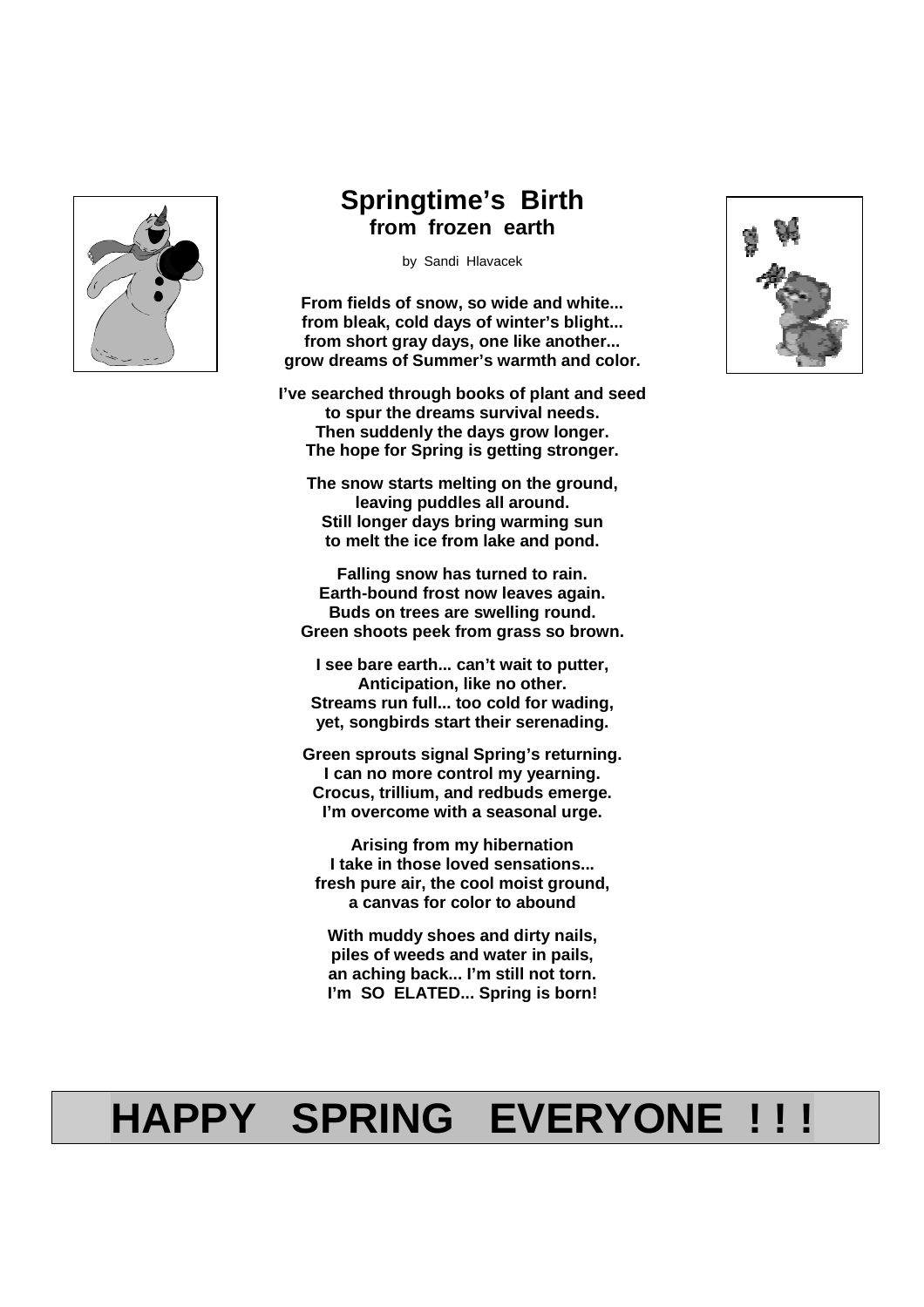# Springtime's Birth

## from frozen earth

by Sandi Hlavacek

**From fields of snow, so wide and white...**
**from bleak, cold days of winter's blight...**
**from short gray days, one like another...**
**grow dreams of Summer's warmth and color.**

**I've searched through books of plant and seed**
**to spur the dreams survival needs.**
**Then suddenly the days grow longer.**
**The hope for Spring is getting stronger.**

**The snow starts melting on the ground,**
**leaving puddles all around.**
**Still longer days bring warming sun**
**to melt the ice from lake and pond.**

**Falling snow has turned to rain.**
**Earth-bound frost now leaves again.**
**Buds on trees are swelling round.**
**Green shoots peek from grass so brown.**

**I see bare earth... can't wait to putter,**
**Anticipation, like no other.**
**Streams run full... too cold for wading,**
**yet, songbirds start their serenading.**

**Green sprouts signal Spring's returning.**
**I can no more control my yearning.**
**Crocus, trillium, and redbuds emerge.**
**I'm overcome with a seasonal urge.**

**Arising from my hibernation**
**I take in those loved sensations...**
**fresh pure air, the cool moist ground,**
**a canvas for color to abound**

**With muddy shoes and dirty nails,**
**piles of weeds and water in pails,**
**an aching back... I'm still not torn.**
**I'm SO ELATED... Spring is born!**

# HAPPY SPRING EVERYONE ! ! !